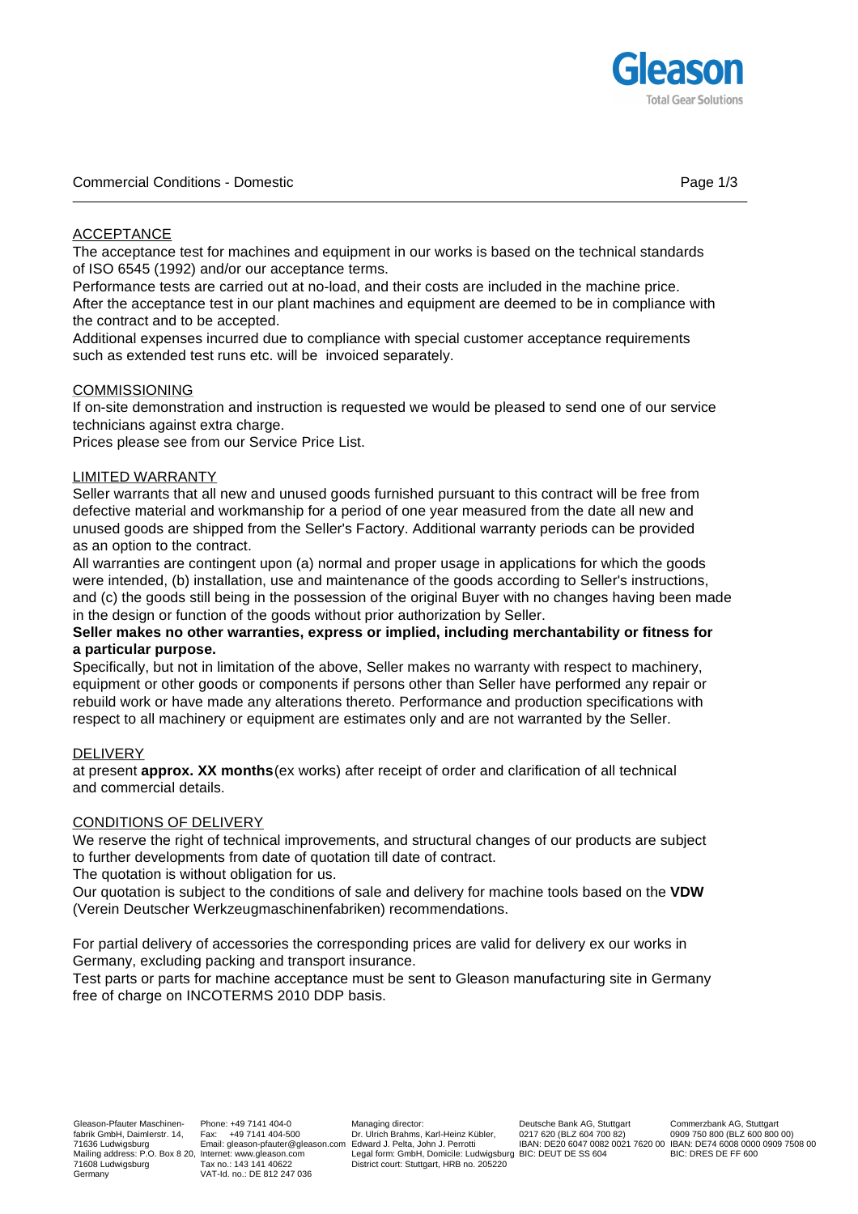# Commercial Conditions - Domestic

## ACCEPTANCE

The acceptance test for machines and equipment in our works is based on the technical standards of ISO 6545 (1992) and/or our acceptance terms.

Performance tests are carried out at no-load, and their costs are included in the machine price.

After the acceptance test in our plant machines and equipment are deemed to be in compliance with the contract and to be accepted.

Additional expenses incurred due to compliance with special customer acceptance requirements such as extended test runs etc. will be invoiced separately.

## COMMISSIONING

If on-site demonstration and instruction is requested we would be pleased to send one of our service technicians against extra charge.

Prices please see from our Service Price List.

## LIMITED WARRANTY

Seller warrants that all new and unused goods furnished pursuant to this contract will be free from defective material and workmanship for a period of one year measured from the date all new and unused goods are shipped from the Seller's Factory. Additional warranty periods can be provided as an option to the contract.

All warranties are contingent upon (a) normal and proper usage in applications for which the goods were intended, (b) installation, use and maintenance of the goods according to Seller's instructions, and (c) the goods still being in the possession of the original Buyer with no changes having been made in the design or function of the goods without prior authorization by Seller.

**Seller makes no other warranties, express or implied, including merchantability or fitness for a particular purpose.**

Specifically, but not in limitation of the above, Seller makes no warranty with respect to machinery, equipment or other goods or components if persons other than Seller have performed any repair or rebuild work or have made any alterations thereto. Performance and production specifications with respect to all machinery or equipment are estimates only and are not warranted by the Seller.

## DELIVERY

at present **approx. XX months** (ex works) after receipt of order and clarification of all technical and commercial details.

## CONDITIONS OF DELIVERY

We reserve the right of technical improvements, and structural changes of our products are subject to further developments from date of quotation till date of contract.

The quotation is without obligation for us.

Our quotation is subject to the conditions of sale and delivery for machine tools based on the **VDW** (Verein Deutscher Werkzeugmaschinenfabriken) recommendations.

For partial delivery of accessories the corresponding prices are valid for delivery ex our works in Germany, excluding packing and transport insurance.

Test parts or parts for machine acceptance must be sent to Gleason manufacturing site in Germany free of charge on INCOTERMS 2010 DDP basis.

Gleason-Pfauter Maschinenfabrik GmbH, Daimlerstr. 14, 71636 Ludwigsburg
Mailing address: P.O. Box 8 20, 71608 Ludwigsburg
Germany

Phone: +49 7141 404-0
Fax: +49 7141 404-500
Email: gleason-pfauter@gleason.com
Internet: www.gleason.com
Tax no.: 143 141 40622
VAT-Id. no.: DE 812 247 036

Managing director:
Dr. Ulrich Brahms, Karl-Heinz Kübler, Edward J. Pelta, John J. Perrotti
Legal form: GmbH, Domicile: Ludwigsburg
District court: Stuttgart, HRB no. 205220

Deutsche Bank AG, Stuttgart
0217 620 (BLZ 604 700 82)
IBAN: DE20 6047 0082 0021 7620 00
BIC: DEUT DE SS 604

Commerzbank AG, Stuttgart
0909 750 800 (BLZ 600 800 00)
IBAN: DE74 6008 0000 0909 7508 00
BIC: DRES DE FF 600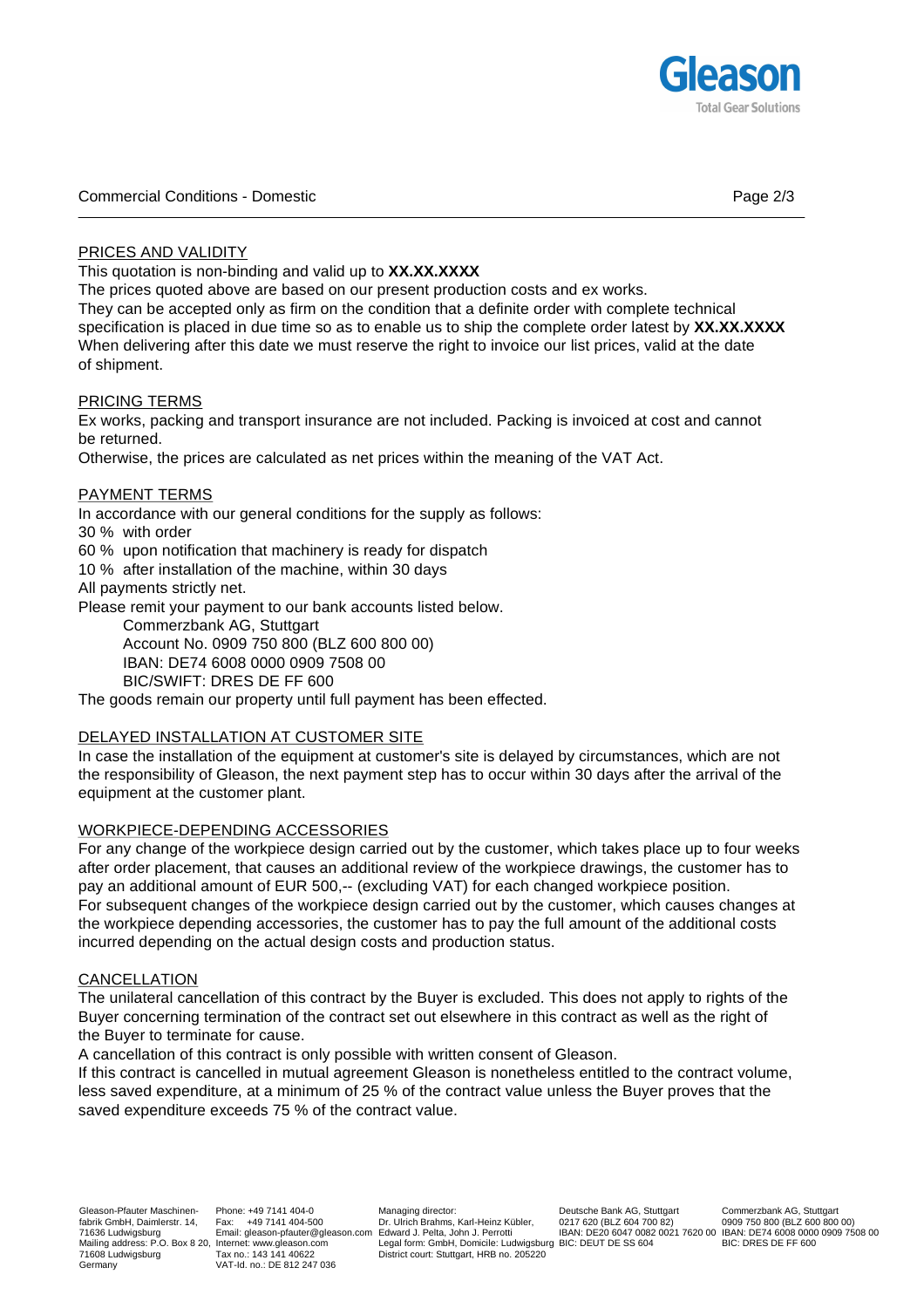## PRICES AND VALIDITY

This quotation is non-binding and valid up to **XX.XX.XXXX**

The prices quoted above are based on our present production costs and ex works.

They can be accepted only as firm on the condition that a definite order with complete technical specification is placed in due time so as to enable us to ship the complete order latest by **XX.XX.XXXX**

When delivering after this date we must reserve the right to invoice our list prices, valid at the date of shipment.

## PRICING TERMS

Ex works, packing and transport insurance are not included. Packing is invoiced at cost and cannot be returned.

Otherwise, the prices are calculated as net prices within the meaning of the VAT Act.

## PAYMENT TERMS

In accordance with our general conditions for the supply as follows:

30 % with order

60 % upon notification that machinery is ready for dispatch

10 % after installation of the machine, within 30 days

All payments strictly net.

Please remit your payment to our bank accounts listed below.

Commerzbank AG, Stuttgart
Account No. 0909 750 800 (BLZ 600 800 00)
IBAN: DE74 6008 0000 0909 7508 00
BIC/SWIFT: DRES DE FF 600

The goods remain our property until full payment has been effected.

## DELAYED INSTALLATION AT CUSTOMER SITE

In case the installation of the equipment at customer's site is delayed by circumstances, which are not the responsibility of Gleason, the next payment step has to occur within 30 days after the arrival of the equipment at the customer plant.

## WORKPIECE-DEPENDING ACCESSORIES

For any change of the workpiece design carried out by the customer, which takes place up to four weeks after order placement, that causes an additional review of the workpiece drawings, the customer has to pay an additional amount of EUR 500,-- (excluding VAT) for each changed workpiece position.

For subsequent changes of the workpiece design carried out by the customer, which causes changes at the workpiece depending accessories, the customer has to pay the full amount of the additional costs incurred depending on the actual design costs and production status.

## CANCELLATION

The unilateral cancellation of this contract by the Buyer is excluded. This does not apply to rights of the Buyer concerning termination of the contract set out elsewhere in this contract as well as the right of the Buyer to terminate for cause.

A cancellation of this contract is only possible with written consent of Gleason.

If this contract is cancelled in mutual agreement Gleason is nonetheless entitled to the contract volume, less saved expenditure, at a minimum of 25 % of the contract value unless the Buyer proves that the saved expenditure exceeds 75 % of the contract value.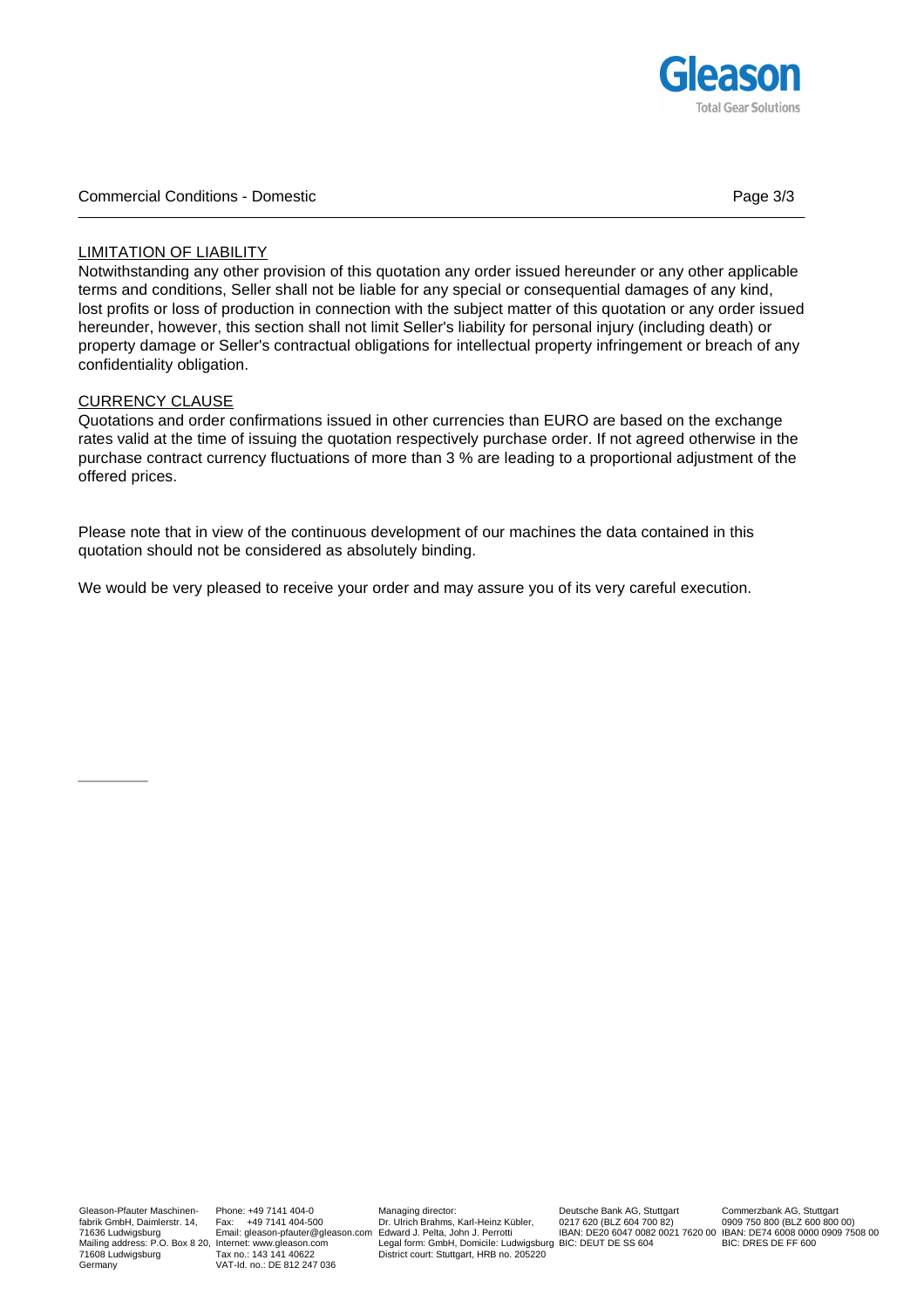## LIMITATION OF LIABILITY

Notwithstanding any other provision of this quotation any order issued hereunder or any other applicable terms and conditions, Seller shall not be liable for any special or consequential damages of any kind, lost profits or loss of production in connection with the subject matter of this quotation or any order issued hereunder, however, this section shall not limit Seller's liability for personal injury (including death) or property damage or Seller's contractual obligations for intellectual property infringement or breach of any confidentiality obligation.

## CURRENCY CLAUSE

Quotations and order confirmations issued in other currencies than EURO are based on the exchange rates valid at the time of issuing the quotation respectively purchase order. If not agreed otherwise in the purchase contract currency fluctuations of more than 3 % are leading to a proportional adjustment of the offered prices.

Please note that in view of the continuous development of our machines the data contained in this quotation should not be considered as absolutely binding.

We would be very pleased to receive your order and may assure you of its very careful execution.